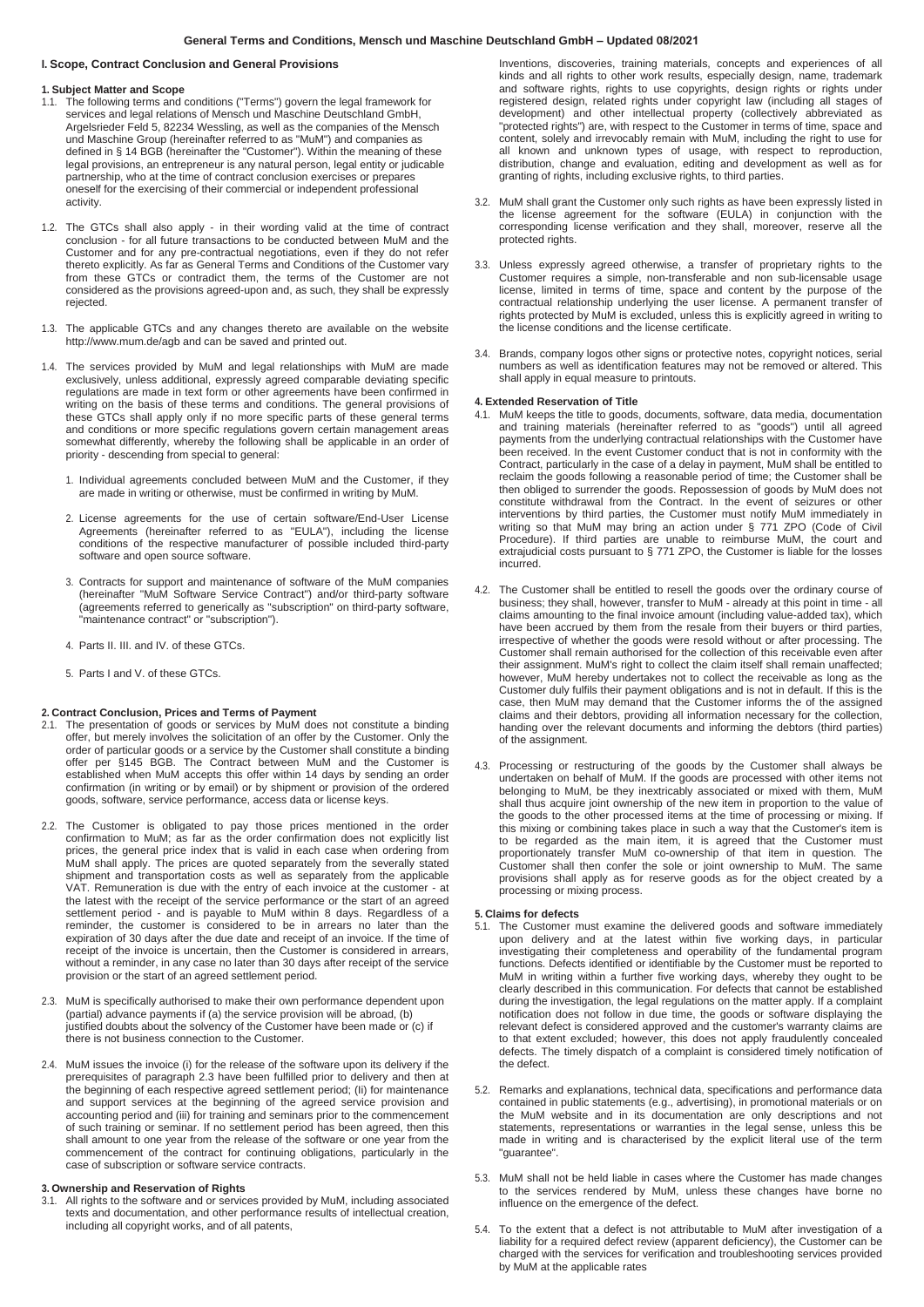# General Terms and Conditions, Mensch und Maschine Deutschland GmbH – Updated 08/2021

## I. Scope, Contract Conclusion and General Provisions

### 1. Subject Matter and Scope

1.1. The following terms and conditions ("Terms") govern the legal framework for services and legal relations of Mensch und Maschine Deutschland GmbH, Argelsrieder Feld 5, 82234 Wessling, as well as the companies of the Mensch und Maschine Group (hereinafter referred to as "MuM") and companies as defined in § 14 BGB (hereinafter the "Customer"). Within the meaning of these legal provisions, an entrepreneur is any natural person, legal entity or judicable partnership, who at the time of contract conclusion exercises or prepares oneself for the exercising of their commercial or independent professional activity.

1.2. The GTCs shall also apply - in their wording valid at the time of contract conclusion - for all future transactions to be conducted between MuM and the Customer and for any pre-contractual negotiations, even if they do not refer thereto explicitly. As far as General Terms and Conditions of the Customer vary from these GTCs or contradict them, the terms of the Customer are not considered as the provisions agreed-upon and, as such, they shall be expressly rejected.

1.3. The applicable GTCs and any changes thereto are available on the website http://www.mum.de/agb and can be saved and printed out.

1.4. The services provided by MuM and legal relationships with MuM are made exclusively, unless additional, expressly agreed comparable deviating specific regulations are made in text form or other agreements have been confirmed in writing on the basis of these terms and conditions. The general provisions of these GTCs shall apply only if no more specific parts of these general terms and conditions or more specific regulations govern certain management areas somewhat differently, whereby the following shall be applicable in an order of priority - descending from special to general:

1. Individual agreements concluded between MuM and the Customer, if they are made in writing or otherwise, must be confirmed in writing by MuM.
2. License agreements for the use of certain software/End-User License Agreements (hereinafter referred to as "EULA"), including the license conditions of the respective manufacturer of possible included third-party software and open source software.
3. Contracts for support and maintenance of software of the MuM companies (hereinafter "MuM Software Service Contract") and/or third-party software (agreements referred to generically as "subscription" on third-party software, "maintenance contract" or "subscription").
4. Parts II. III. and IV. of these GTCs.
5. Parts I and V. of these GTCs.

### 2. Contract Conclusion, Prices and Terms of Payment

2.1. The presentation of goods or services by MuM does not constitute a binding offer, but merely involves the solicitation of an offer by the Customer. Only the order of particular goods or a service by the Customer shall constitute a binding offer per §145 BGB. The Contract between MuM and the Customer is established when MuM accepts this offer within 14 days by sending an order confirmation (in writing or by email) or by shipment or provision of the ordered goods, software, service performance, access data or license keys.

2.2. The Customer is obligated to pay those prices mentioned in the order confirmation to MuM; as far as the order confirmation does not explicitly list prices, the general price index that is valid in each case when ordering from MuM shall apply. The prices are quoted separately from the severally stated shipment and transportation costs as well as separately from the applicable VAT. Remuneration is due with the entry of each invoice at the customer - at the latest with the receipt of the service performance or the start of an agreed settlement period - and is payable to MuM within 8 days. Regardless of a reminder, the customer is considered to be in arrears no later than the expiration of 30 days after the due date and receipt of an invoice. If the time of receipt of the invoice is uncertain, then the Customer is considered in arrears, without a reminder, in any case no later than 30 days after receipt of the service provision or the start of an agreed settlement period.

2.3. MuM is specifically authorised to make their own performance dependent upon (partial) advance payments if (a) the service provision will be abroad, (b) justified doubts about the solvency of the Customer have been made or (c) if there is not business connection to the Customer.

2.4. MuM issues the invoice (i) for the release of the software upon its delivery if the prerequisites of paragraph 2.3 have been fulfilled prior to delivery and then at the beginning of each respective agreed settlement period; (ii) for maintenance and support services at the beginning of the agreed service provision and accounting period and (iii) for training and seminars prior to the commencement of such training or seminar. If no settlement period has been agreed, then this shall amount to one year from the release of the software or one year from the commencement of the contract for continuing obligations, particularly in the case of subscription or software service contracts.

### 3. Ownership and Reservation of Rights

3.1. All rights to the software and or services provided by MuM, including associated texts and documentation, and other performance results of intellectual creation, including all copyright works, and of all patents, Inventions, discoveries, training materials, concepts and experiences of all kinds and all rights to other work results, especially design, name, trademark and software rights, rights to use copyrights, design rights or rights under registered design, related rights under copyright law (including all stages of development) and other intellectual property (collectively abbreviated as "protected rights") are, with respect to the Customer in terms of time, space and content, solely and irrevocably remain with MuM, including the right to use for all known and unknown types of usage, with respect to reproduction, distribution, change and evaluation, editing and development as well as for granting of rights, including exclusive rights, to third parties.

3.2. MuM shall grant the Customer only such rights as have been expressly listed in the license agreement for the software (EULA) in conjunction with the corresponding license verification and they shall, moreover, reserve all the protected rights.

3.3. Unless expressly agreed otherwise, a transfer of proprietary rights to the Customer requires a simple, non-transferable and non sub-licensable usage license, limited in terms of time, space and content by the purpose of the contractual relationship underlying the user license. A permanent transfer of rights protected by MuM is excluded, unless this is explicitly agreed in writing to the license conditions and the license certificate.

3.4. Brands, company logos other signs or protective notes, copyright notices, serial numbers as well as identification features may not be removed or altered. This shall apply in equal measure to printouts.

### 4. Extended Reservation of Title

4.1. MuM keeps the title to goods, documents, software, data media, documentation and training materials (hereinafter referred to as "goods") until all agreed payments from the underlying contractual relationships with the Customer have been received. In the event Customer conduct that is not in conformity with the Contract, particularly in the case of a delay in payment, MuM shall be entitled to reclaim the goods following a reasonable period of time; the Customer shall be then obliged to surrender the goods. Repossession of goods by MuM does not constitute withdrawal from the Contract. In the event of seizures or other interventions by third parties, the Customer must notify MuM immediately in writing so that MuM may bring an action under § 771 ZPO (Code of Civil Procedure). If third parties are unable to reimburse MuM, the court and extrajudicial costs pursuant to § 771 ZPO, the Customer is liable for the losses incurred.

4.2. The Customer shall be entitled to resell the goods over the ordinary course of business; they shall, however, transfer to MuM - already at this point in time - all claims amounting to the final invoice amount (including value-added tax), which have been accrued by them from the resale from their buyers or third parties, irrespective of whether the goods were resold without or after processing. The Customer shall remain authorised for the collection of this receivable even after their assignment. MuM's right to collect the claim itself shall remain unaffected; however, MuM hereby undertakes not to collect the receivable as long as the Customer duly fulfils their payment obligations and is not in default. If this is the case, then MuM may demand that the Customer informs the of the assigned claims and their debtors, providing all information necessary for the collection, handing over the relevant documents and informing the debtors (third parties) of the assignment.

4.3. Processing or restructuring of the goods by the Customer shall always be undertaken on behalf of MuM. If the goods are processed with other items not belonging to MuM, be they inextricably associated or mixed with them, MuM shall thus acquire joint ownership of the new item in proportion to the value of the goods to the other processed items at the time of processing or mixing. If this mixing or combining takes place in such a way that the Customer's item is to be regarded as the main item, it is agreed that the Customer must proportionately transfer MuM co-ownership of that item in question. The Customer shall then confer the sole or joint ownership to MuM. The same provisions shall apply as for reserve goods as for the object created by a processing or mixing process.

### 5. Claims for defects

5.1. The Customer must examine the delivered goods and software immediately upon delivery and at the latest within five working days, in particular investigating their completeness and operability of the fundamental program functions. Defects identified or identifiable by the Customer must be reported to MuM in writing within a further five working days, whereby they ought to be clearly described in this communication. For defects that cannot be established during the investigation, the legal regulations on the matter apply. If a complaint notification does not follow in due time, the goods or software displaying the relevant defect is considered approved and the customer's warranty claims are to that extent excluded; however, this does not apply fraudulently concealed defects. The timely dispatch of a complaint is considered timely notification of the defect.

5.2. Remarks and explanations, technical data, specifications and performance data contained in public statements (e.g., advertising), in promotional materials or on the MuM website and in its documentation are only descriptions and not statements, representations or warranties in the legal sense, unless this be made in writing and is characterised by the explicit literal use of the term "guarantee".

5.3. MuM shall not be held liable in cases where the Customer has made changes to the services rendered by MuM, unless these changes have borne no influence on the emergence of the defect.

5.4. To the extent that a defect is not attributable to MuM after investigation of a liability for a required defect review (apparent deficiency), the Customer can be charged with the services for verification and troubleshooting services provided by MuM at the applicable rates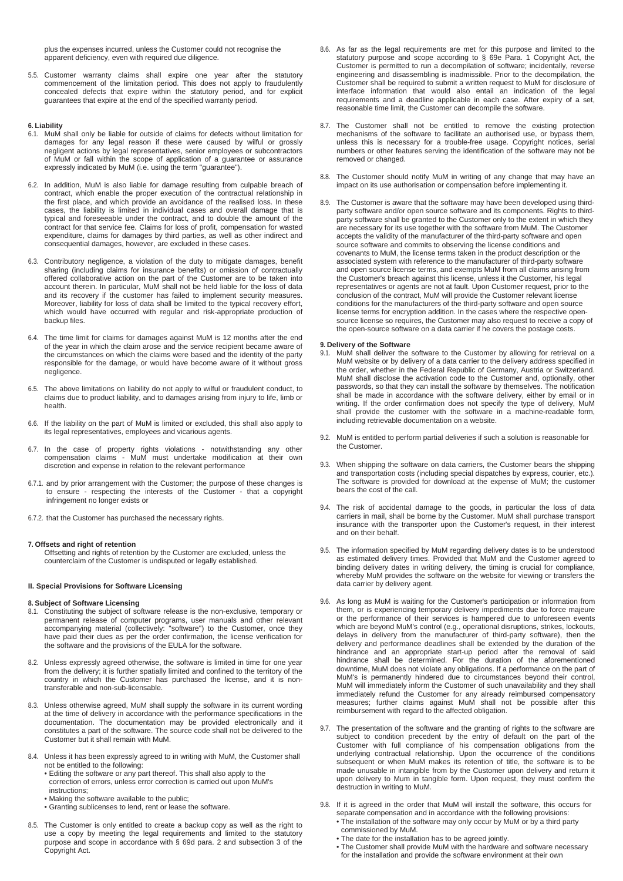plus the expenses incurred, unless the Customer could not recognise the apparent deficiency, even with required due diligence.

5.5. Customer warranty claims shall expire one year after the statutory commencement of the limitation period. This does not apply to fraudulently concealed defects that expire within the statutory period, and for explicit guarantees that expire at the end of the specified warranty period.

#### 6. Liability

6.1. MuM shall only be liable for outside of claims for defects without limitation for damages for any legal reason if these were caused by wilful or grossly negligent actions by legal representatives, senior employees or subcontractors of MuM or fall within the scope of application of a guarantee or assurance expressly indicated by MuM (i.e. using the term "guarantee").

6.2. In addition, MuM is also liable for damage resulting from culpable breach of contract, which enable the proper execution of the contractual relationship in the first place, and which provide an avoidance of the realised loss. In these cases, the liability is limited in individual cases and overall damage that is typical and foreseeable under the contract, and to double the amount of the contract for that service fee. Claims for loss of profit, compensation for wasted expenditure, claims for damages by third parties, as well as other indirect and consequential damages, however, are excluded in these cases.

6.3. Contributory negligence, a violation of the duty to mitigate damages, benefit sharing (including claims for insurance benefits) or omission of contractually offered collaborative action on the part of the Customer are to be taken into account therein. In particular, MuM shall not be held liable for the loss of data and its recovery if the customer has failed to implement security measures. Moreover, liability for loss of data shall be limited to the typical recovery effort, which would have occurred with regular and risk-appropriate production of backup files.

6.4. The time limit for claims for damages against MuM is 12 months after the end of the year in which the claim arose and the service recipient became aware of the circumstances on which the claims were based and the identity of the party responsible for the damage, or would have become aware of it without gross negligence.

6.5. The above limitations on liability do not apply to wilful or fraudulent conduct, to claims due to product liability, and to damages arising from injury to life, limb or health.

6.6. If the liability on the part of MuM is limited or excluded, this shall also apply to its legal representatives, employees and vicarious agents.

6.7. In the case of property rights violations - notwithstanding any other compensation claims - MuM must undertake modification at their own discretion and expense in relation to the relevant performance

6.7.1. and by prior arrangement with the Customer; the purpose of these changes is to ensure - respecting the interests of the Customer - that a copyright infringement no longer exists or

6.7.2. that the Customer has purchased the necessary rights.

#### 7. Offsets and right of retention

Offsetting and rights of retention by the Customer are excluded, unless the counterclaim of the Customer is undisputed or legally established.

### II. Special Provisions for Software Licensing

#### 8. Subject of Software Licensing

8.1. Constituting the subject of software release is the non-exclusive, temporary or permanent release of computer programs, user manuals and other relevant accompanying material (collectively: "software") to the Customer, once they have paid their dues as per the order confirmation, the license verification for the software and the provisions of the EULA for the software.

8.2. Unless expressly agreed otherwise, the software is limited in time for one year from the delivery; it is further spatially limited and confined to the territory of the country in which the Customer has purchased the license, and it is non-transferable and non-sub-licensable.

8.3. Unless otherwise agreed, MuM shall supply the software in its current wording at the time of delivery in accordance with the performance specifications in the documentation. The documentation may be provided electronically and it constitutes a part of the software. The source code shall not be delivered to the Customer but it shall remain with MuM.

8.4. Unless it has been expressly agreed to in writing with MuM, the Customer shall not be entitled to the following:
- Editing the software or any part thereof. This shall also apply to the correction of errors, unless error correction is carried out upon MuM's instructions;
- Making the software available to the public;
- Granting sublicenses to lend, rent or lease the software.

8.5. The Customer is only entitled to create a backup copy as well as the right to use a copy by meeting the legal requirements and limited to the statutory purpose and scope in accordance with § 69d para. 2 and subsection 3 of the Copyright Act.

8.6. As far as the legal requirements are met for this purpose and limited to the statutory purpose and scope according to § 69e Para. 1 Copyright Act, the Customer is permitted to run a decompilation of software; incidentally, reverse engineering and disassembling is inadmissible. Prior to the decompilation, the Customer shall be required to submit a written request to MuM for disclosure of interface information that would also entail an indication of the legal requirements and a deadline applicable in each case. After expiry of a set, reasonable time limit, the Customer can decompile the software.

8.7. The Customer shall not be entitled to remove the existing protection mechanisms of the software to facilitate an authorised use, or bypass them, unless this is necessary for a trouble-free usage. Copyright notices, serial numbers or other features serving the identification of the software may not be removed or changed.

8.8. The Customer should notify MuM in writing of any change that may have an impact on its use authorisation or compensation before implementing it.

8.9. The Customer is aware that the software may have been developed using third-party software and/or open source software and its components. Rights to third-party software shall be granted to the Customer only to the extent in which they are necessary for its use together with the software from MuM. The Customer accepts the validity of the manufacturer of the third-party software and open source software and commits to observing the license conditions and covenants to MuM, the license terms taken in the product description or the associated system with reference to the manufacturer of third-party software and open source license terms, and exempts MuM from all claims arising from the Customer's breach against this license, unless it the Customer, his legal representatives or agents are not at fault. Upon Customer request, prior to the conclusion of the contract, MuM will provide the Customer relevant license conditions for the manufacturers of the third-party software and open source license terms for encryption addition. In the cases where the respective open-source license so requires, the Customer may also request to receive a copy of the open-source software on a data carrier if he covers the postage costs.

#### 9. Delivery of the Software

9.1. MuM shall deliver the software to the Customer by allowing for retrieval on a MuM website or by delivery of a data carrier to the delivery address specified in the order, whether in the Federal Republic of Germany, Austria or Switzerland. MuM shall disclose the activation code to the Customer and, optionally, other passwords, so that they can install the software by themselves. The notification shall be made in accordance with the software delivery, either by email or in writing. If the order confirmation does not specify the type of delivery, MuM shall provide the customer with the software in a machine-readable form, including retrievable documentation on a website.

9.2. MuM is entitled to perform partial deliveries if such a solution is reasonable for the Customer.

9.3. When shipping the software on data carriers, the Customer bears the shipping and transportation costs (including special dispatches by express, courier, etc.). The software is provided for download at the expense of MuM; the customer bears the cost of the call.

9.4. The risk of accidental damage to the goods, in particular the loss of data carriers in mail, shall be borne by the Customer. MuM shall purchase transport insurance with the transporter upon the Customer's request, in their interest and on their behalf.

9.5. The information specified by MuM regarding delivery dates is to be understood as estimated delivery times. Provided that MuM and the Customer agreed to binding delivery dates in writing delivery, the timing is crucial for compliance, whereby MuM provides the software on the website for viewing or transfers the data carrier by delivery agent.

9.6. As long as MuM is waiting for the Customer's participation or information from them, or is experiencing temporary delivery impediments due to force majeure or the performance of their services is hampered due to unforeseen events which are beyond MuM's control (e.g., operational disruptions, strikes, lockouts, delays in delivery from the manufacturer of third-party software), then the delivery and performance deadlines shall be extended by the duration of the hindrance and an appropriate start-up period after the removal of said hindrance shall be determined. For the duration of the aforementioned downtime, MuM does not violate any obligations. If a performance on the part of MuM's is permanently hindered due to circumstances beyond their control, MuM will immediately inform the Customer of such unavailability and they shall immediately refund the Customer for any already reimbursed compensatory measures; further claims against MuM shall not be possible after this reimbursement with regard to the affected obligation.

9.7. The presentation of the software and the granting of rights to the software are subject to condition precedent by the entry of default on the part of the Customer with full compliance of his compensation obligations from the underlying contractual relationship. Upon the occurrence of the conditions subsequent or when MuM makes its retention of title, the software is to be made unusable in intangible from by the Customer upon delivery and return it upon delivery to Mum in tangible form. Upon request, they must confirm the destruction in writing to MuM.

9.8. If it is agreed in the order that MuM will install the software, this occurs for separate compensation and in accordance with the following provisions:
- The installation of the software may only occur by MuM or by a third party commissioned by MuM.
- The date for the installation has to be agreed jointly.
- The Customer shall provide MuM with the hardware and software necessary for the installation and provide the software environment at their own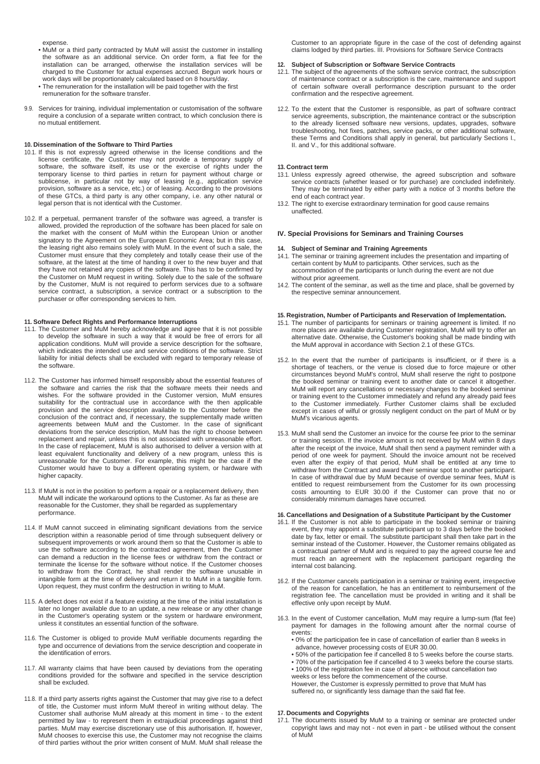expense.

- MuM or a third party contracted by MuM will assist the customer in installing the software as an additional service. On order form, a flat fee for the installation can be arranged, otherwise the installation services will be charged to the Customer for actual expenses accrued. Begun work hours or work days will be proportionately calculated based on 8 hours/day.
- The remuneration for the installation will be paid together with the first remuneration for the software transfer.

9.9. Services for training, individual implementation or customisation of the software require a conclusion of a separate written contract, to which conclusion there is no mutual entitlement.

#### 10. Dissemination of the Software to Third Parties

10.1. If this is not expressly agreed otherwise in the license conditions and the license certificate, the Customer may not provide a temporary supply of software, the software itself, its use or the exercise of rights under the temporary license to third parties in return for payment without charge or sublicense, in particular not by way of leasing (e.g., application service provision, software as a service, etc.) or of leasing. According to the provisions of these GTCs, a third party is any other company, i.e. any other natural or legal person that is not identical with the Customer.

10.2. If a perpetual, permanent transfer of the software was agreed, a transfer is allowed, provided the reproduction of the software has been placed for sale on the market with the consent of MuM within the European Union or another signatory to the Agreement on the European Economic Area; but in this case, the leasing right also remains solely with MuM. In the event of such a sale, the Customer must ensure that they completely and totally cease their use of the software, at the latest at the time of handing it over to the new buyer and that they have not retained any copies of the software. This has to be confirmed by the Customer on MuM request in writing. Solely due to the sale of the software by the Customer, MuM is not required to perform services due to a software service contract, a subscription, a service contract or a subscription to the purchaser or offer corresponding services to him.

#### 11. Software Defect Rights and Performance Interruptions

11.1. The Customer and MuM hereby acknowledge and agree that it is not possible to develop the software in such a way that it would be free of errors for all application conditions. MuM will provide a service description for the software, which indicates the intended use and service conditions of the software. Strict liability for initial defects shall be excluded with regard to temporary release of the software.

11.2. The Customer has informed himself responsibly about the essential features of the software and carries the risk that the software meets their needs and wishes. For the software provided in the Customer version, MuM ensures suitability for the contractual use in accordance with the then applicable provision and the service description available to the Customer before the conclusion of the contract and, if necessary, the supplementally made written agreements between MuM and the Customer. In the case of significant deviations from the service description, MuM has the right to choose between replacement and repair, unless this is not associated with unreasonable effort. In the case of replacement, MuM is also authorised to deliver a version with at least equivalent functionality and delivery of a new program, unless this is unreasonable for the Customer. For example, this might be the case if the Customer would have to buy a different operating system, or hardware with higher capacity.

11.3. If MuM is not in the position to perform a repair or a replacement delivery, then MuM will indicate the workaround options to the Customer. As far as these are reasonable for the Customer, they shall be regarded as supplementary performance.

11.4. If MuM cannot succeed in eliminating significant deviations from the service description within a reasonable period of time through subsequent delivery or subsequent improvements or work around them so that the Customer is able to use the software according to the contracted agreement, then the Customer can demand a reduction in the license fees or withdraw from the contract or terminate the license for the software without notice. If the Customer chooses to withdraw from the Contract, he shall render the software unusable in intangible form at the time of delivery and return it to MuM in a tangible form. Upon request, they must confirm the destruction in writing to MuM.

11.5. A defect does not exist if a feature existing at the time of the initial installation is later no longer available due to an update, a new release or any other change in the Customer's operating system or the system or hardware environment, unless it constitutes an essential function of the software.

11.6. The Customer is obliged to provide MuM verifiable documents regarding the type and occurrence of deviations from the service description and cooperate in the identification of errors.

11.7. All warranty claims that have been caused by deviations from the operating conditions provided for the software and specified in the service description shall be excluded.

11.8. If a third party asserts rights against the Customer that may give rise to a defect of title, the Customer must inform MuM thereof in writing without delay. The Customer shall authorise MuM already at this moment in time - to the extent permitted by law - to represent them in extrajudicial proceedings against third parties. MuM may exercise discretionary use of this authorisation. If, however, MuM chooses to exercise this use, the Customer may not recognise the claims of third parties without the prior written consent of MuM. MuM shall release the Customer to an appropriate figure in the case of the cost of defending against claims lodged by third parties. III. Provisions for Software Service Contracts

#### 12. Subject of Subscription or Software Service Contracts

12.1. The subject of the agreements of the software service contract, the subscription of maintenance contract or a subscription is the care, maintenance and support of certain software overall performance description pursuant to the order confirmation and the respective agreement.

12.2. To the extent that the Customer is responsible, as part of software contract service agreements, subscription, the maintenance contract or the subscription to the already licensed software new versions, updates, upgrades, software troubleshooting, hot fixes, patches, service packs, or other additional software, these Terms and Conditions shall apply in general, but particularly Sections I., II. and V., for this additional software.

#### 13. Contract term

13.1. Unless expressly agreed otherwise, the agreed subscription and software service contracts (whether leased or for purchase) are concluded indefinitely. They may be terminated by either party with a notice of 3 months before the end of each contract year.

13.2. The right to exercise extraordinary termination for good cause remains unaffected.

### IV. Special Provisions for Seminars and Training Courses

#### 14. Subject of Seminar and Training Agreements

14.1. The seminar or training agreement includes the presentation and imparting of certain content by MuM to participants. Other services, such as the accommodation of the participants or lunch during the event are not due without prior agreement.

14.2. The content of the seminar, as well as the time and place, shall be governed by the respective seminar announcement.

#### 15. Registration, Number of Participants and Reservation of Implementation.

15.1. The number of participants for seminars or training agreement is limited. If no more places are available during Customer registration, MuM will try to offer an alternative date. Otherwise, the Customer's booking shall be made binding with the MuM approval in accordance with Section 2.1 of these GTCs.

15.2. In the event that the number of participants is insufficient, or if there is a shortage of teachers, or the venue is closed due to force majeure or other circumstances beyond MuM's control, MuM shall reserve the right to postpone the booked seminar or training event to another date or cancel it altogether. MuM will report any cancellations or necessary changes to the booked seminar or training event to the Customer immediately and refund any already paid fees to the Customer immediately. Further Customer claims shall be excluded except in cases of wilful or grossly negligent conduct on the part of MuM or by MuM's vicarious agents.

15.3. MuM shall send the Customer an invoice for the course fee prior to the seminar or training session. If the invoice amount is not received by MuM within 8 days after the receipt of the invoice, MuM shall then send a payment reminder with a period of one week for payment. Should the invoice amount not be received even after the expiry of that period, MuM shall be entitled at any time to withdraw from the Contract and award their seminar spot to another participant. In case of withdrawal due by MuM because of overdue seminar fees, MuM is entitled to request reimbursement from the Customer for its own processing costs amounting to EUR 30.00 if the Customer can prove that no or considerably minimum damages have occurred.

#### 16. Cancellations and Designation of a Substitute Participant by the Customer

16.1. If the Customer is not able to participate in the booked seminar or training event, they may appoint a substitute participant up to 3 days before the booked date by fax, letter or email. The substitute participant shall then take part in the seminar instead of the Customer. However, the Customer remains obligated as a contractual partner of MuM and is required to pay the agreed course fee and must reach an agreement with the replacement participant regarding the internal cost balancing.

16.2. If the Customer cancels participation in a seminar or training event, irrespective of the reason for cancellation, he has an entitlement to reimbursement of the registration fee. The cancellation must be provided in writing and it shall be effective only upon receipt by MuM.

16.3. In the event of Customer cancellation, MuM may require a lump-sum (flat fee) payment for damages in the following amount after the normal course of events:

- 0% of the participation fee in case of cancellation of earlier than 8 weeks in advance, however processing costs of EUR 30.00.
- 50% of the participation fee if cancelled 8 to 5 weeks before the course starts.
- 70% of the participation fee if cancelled 4 to 3 weeks before the course starts.
- 100% of the registration fee in case of absence without cancellation two weeks or less before the commencement of the course.

However, the Customer is expressly permitted to prove that MuM has suffered no, or significantly less damage than the said flat fee.

#### 17. Documents and Copyrights

17.1. The documents issued by MuM to a training or seminar are protected under copyright laws and may not - not even in part - be utilised without the consent of MuM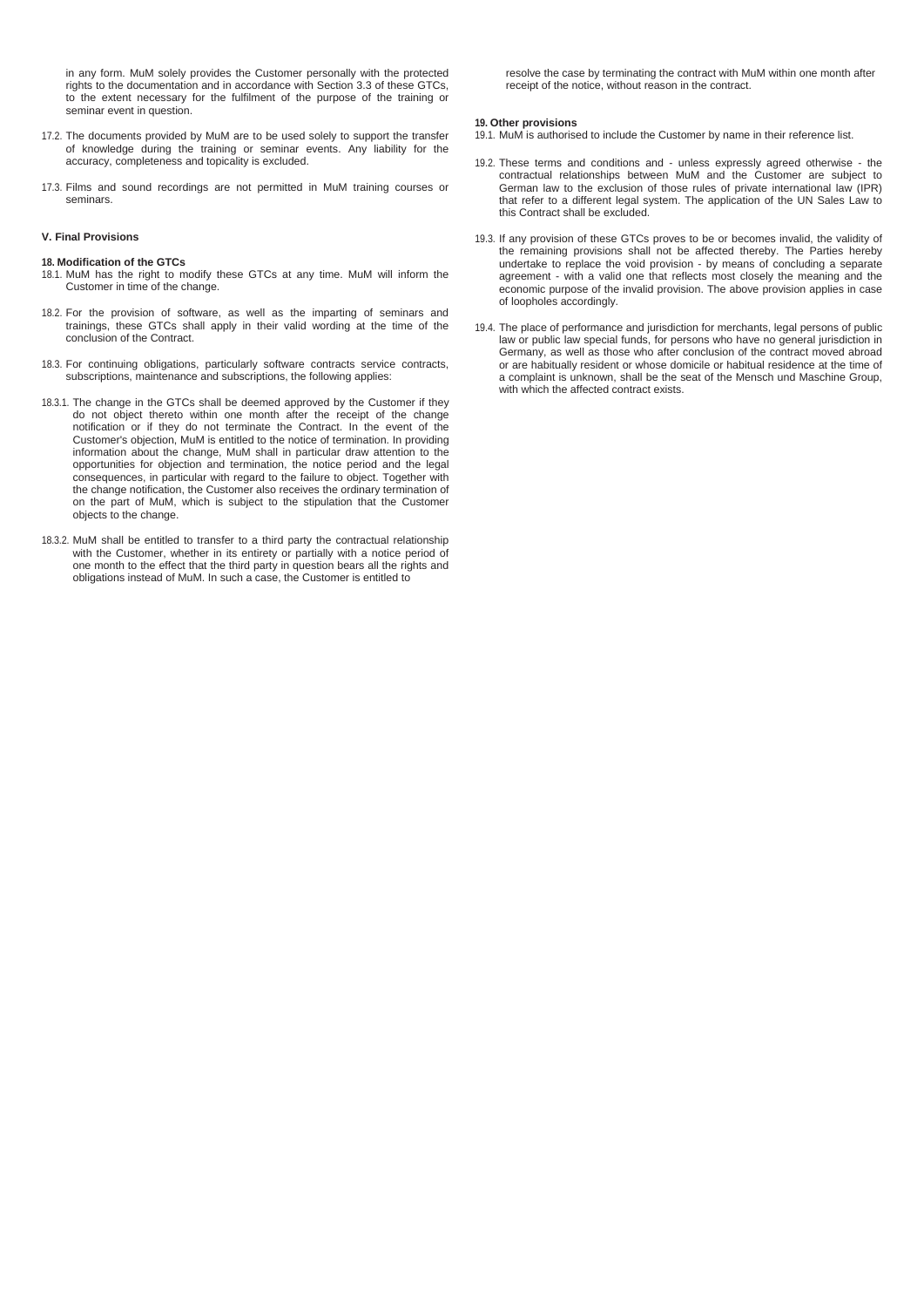in any form. MuM solely provides the Customer personally with the protected rights to the documentation and in accordance with Section 3.3 of these GTCs, to the extent necessary for the fulfilment of the purpose of the training or seminar event in question.

17.2. The documents provided by MuM are to be used solely to support the transfer of knowledge during the training or seminar events. Any liability for the accuracy, completeness and topicality is excluded.

17.3. Films and sound recordings are not permitted in MuM training courses or seminars.

### V. Final Provisions

**18. Modification of the GTCs**

18.1. MuM has the right to modify these GTCs at any time. MuM will inform the Customer in time of the change.

18.2. For the provision of software, as well as the imparting of seminars and trainings, these GTCs shall apply in their valid wording at the time of the conclusion of the Contract.

18.3. For continuing obligations, particularly software contracts service contracts, subscriptions, maintenance and subscriptions, the following applies:

18.3.1. The change in the GTCs shall be deemed approved by the Customer if they do not object thereto within one month after the receipt of the change notification or if they do not terminate the Contract. In the event of the Customer's objection, MuM is entitled to the notice of termination. In providing information about the change, MuM shall in particular draw attention to the opportunities for objection and termination, the notice period and the legal consequences, in particular with regard to the failure to object. Together with the change notification, the Customer also receives the ordinary termination of on the part of MuM, which is subject to the stipulation that the Customer objects to the change.

18.3.2. MuM shall be entitled to transfer to a third party the contractual relationship with the Customer, whether in its entirety or partially with a notice period of one month to the effect that the third party in question bears all the rights and obligations instead of MuM. In such a case, the Customer is entitled to resolve the case by terminating the contract with MuM within one month after receipt of the notice, without reason in the contract.

**19. Other provisions**

19.1. MuM is authorised to include the Customer by name in their reference list.

19.2. These terms and conditions and - unless expressly agreed otherwise - the contractual relationships between MuM and the Customer are subject to German law to the exclusion of those rules of private international law (IPR) that refer to a different legal system. The application of the UN Sales Law to this Contract shall be excluded.

19.3. If any provision of these GTCs proves to be or becomes invalid, the validity of the remaining provisions shall not be affected thereby. The Parties hereby undertake to replace the void provision - by means of concluding a separate agreement - with a valid one that reflects most closely the meaning and the economic purpose of the invalid provision. The above provision applies in case of loopholes accordingly.

19.4. The place of performance and jurisdiction for merchants, legal persons of public law or public law special funds, for persons who have no general jurisdiction in Germany, as well as those who after conclusion of the contract moved abroad or are habitually resident or whose domicile or habitual residence at the time of a complaint is unknown, shall be the seat of the Mensch und Maschine Group, with which the affected contract exists.